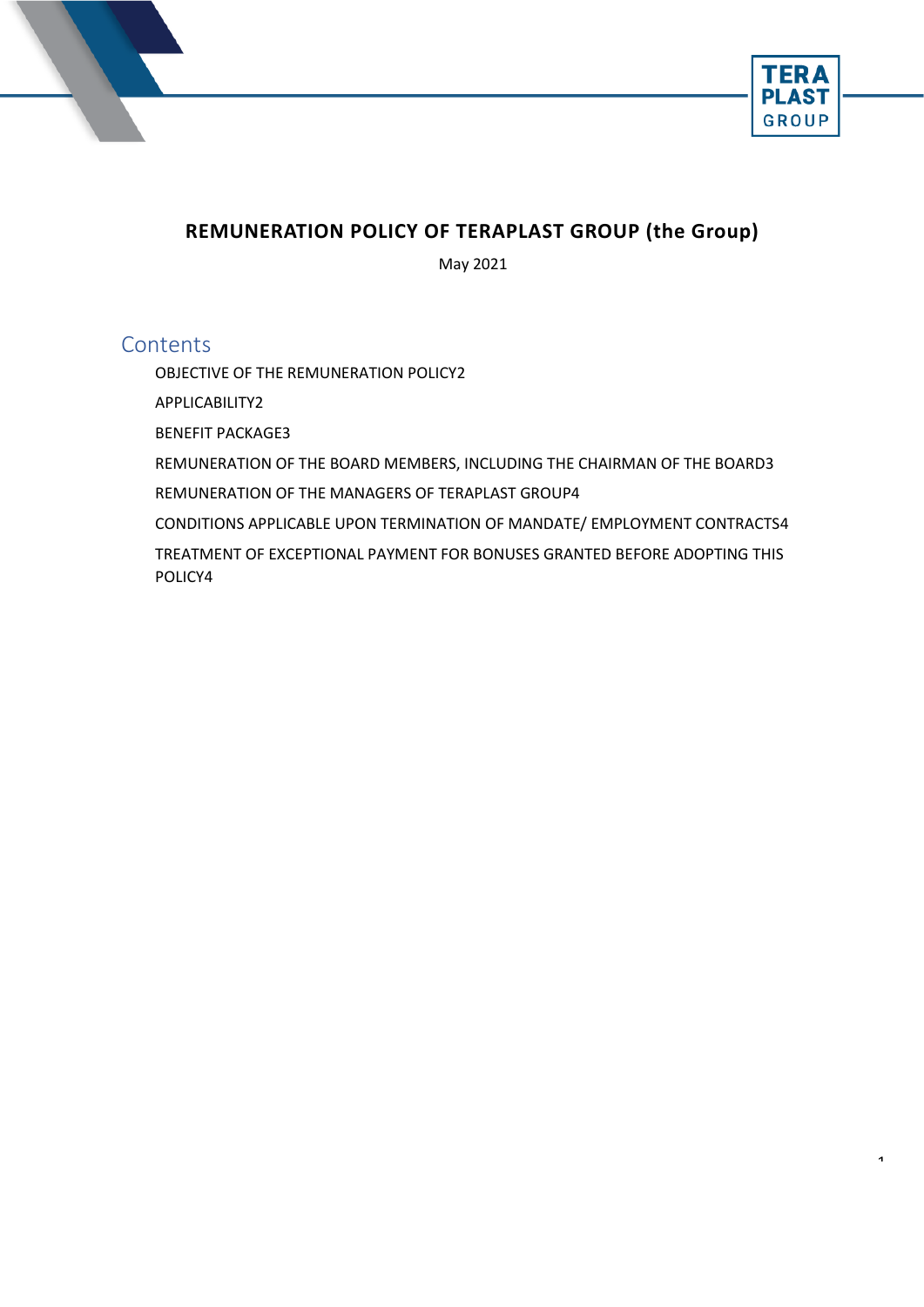# REMUNERATION POLICY OF TERAPLAST GROUP (the Group)

May 2021

## Contents

OBJECTIVE OF THE REMUNERATION POLICY2

APPLICABILITY2

BENEFIT PACKAGE3

REMUNERATION OF THE BOARD MEMBERS, INCLUDING THE CHAIRMAN OF THE BOARD3

REMUNERATION OF THE MANAGERS OF TERAPLAST GROUP4

CONDITIONS APPLICABLE UPON TERMINATION OF MANDATE/ EMPLOYMENT CONTRACTS4

TREATMENT OF EXCEPTIONAL PAYMENT FOR BONUSES GRANTED BEFORE ADOPTING THIS POLICY4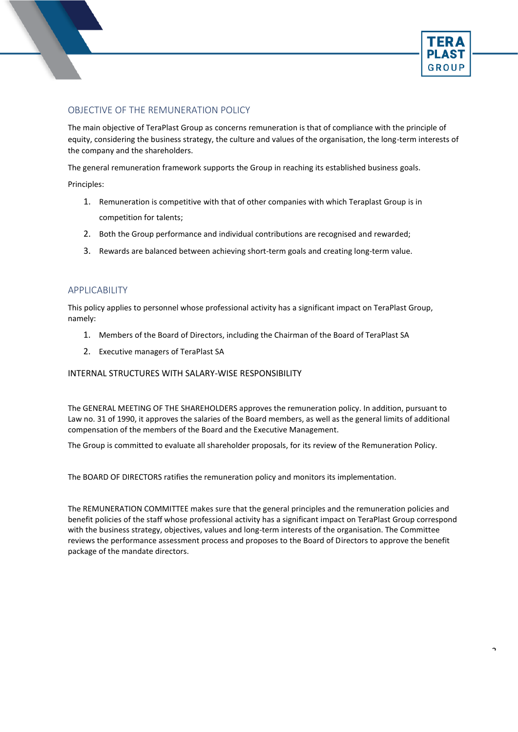## OBJECTIVE OF THE REMUNERATION POLICY

The main objective of TeraPlast Group as concerns remuneration is that of compliance with the principle of equity, considering the business strategy, the culture and values of the organisation, the long-term interests of the company and the shareholders.

The general remuneration framework supports the Group in reaching its established business goals.

Principles:

1. Remuneration is competitive with that of other companies with which Teraplast Group is in competition for talents;
2. Both the Group performance and individual contributions are recognised and rewarded;
3. Rewards are balanced between achieving short-term goals and creating long-term value.

## APPLICABILITY

This policy applies to personnel whose professional activity has a significant impact on TeraPlast Group, namely:

1. Members of the Board of Directors, including the Chairman of the Board of TeraPlast SA
2. Executive managers of TeraPlast SA

## INTERNAL STRUCTURES WITH SALARY-WISE RESPONSIBILITY

The GENERAL MEETING OF THE SHAREHOLDERS approves the remuneration policy. In addition, pursuant to Law no. 31 of 1990, it approves the salaries of the Board members, as well as the general limits of additional compensation of the members of the Board and the Executive Management.

The Group is committed to evaluate all shareholder proposals, for its review of the Remuneration Policy.

The BOARD OF DIRECTORS ratifies the remuneration policy and monitors its implementation.

The REMUNERATION COMMITTEE makes sure that the general principles and the remuneration policies and benefit policies of the staff whose professional activity has a significant impact on TeraPlast Group correspond with the business strategy, objectives, values and long-term interests of the organisation. The Committee reviews the performance assessment process and proposes to the Board of Directors to approve the benefit package of the mandate directors.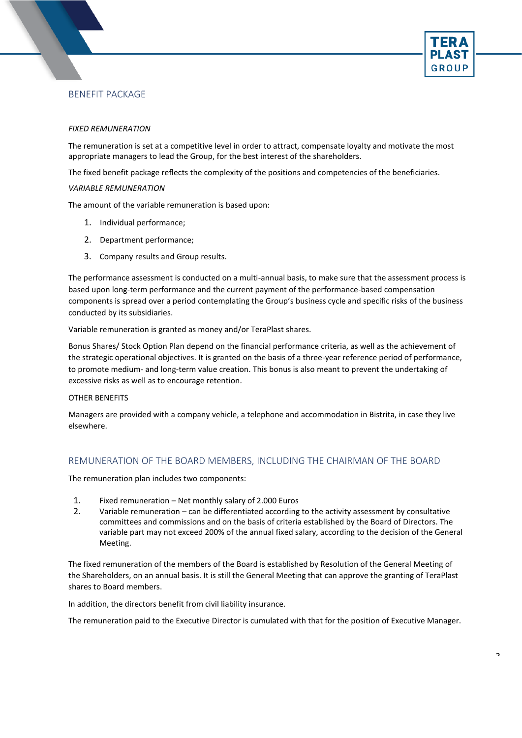## BENEFIT PACKAGE

*FIXED REMUNERATION*

The remuneration is set at a competitive level in order to attract, compensate loyalty and motivate the most appropriate managers to lead the Group, for the best interest of the shareholders.

The fixed benefit package reflects the complexity of the positions and competencies of the beneficiaries.

*VARIABLE REMUNERATION*

The amount of the variable remuneration is based upon:

1. Individual performance;
2. Department performance;
3. Company results and Group results.

The performance assessment is conducted on a multi-annual basis, to make sure that the assessment process is based upon long-term performance and the current payment of the performance-based compensation components is spread over a period contemplating the Group's business cycle and specific risks of the business conducted by its subsidiaries.

Variable remuneration is granted as money and/or TeraPlast shares.

Bonus Shares/ Stock Option Plan depend on the financial performance criteria, as well as the achievement of the strategic operational objectives. It is granted on the basis of a three-year reference period of performance, to promote medium- and long-term value creation. This bonus is also meant to prevent the undertaking of excessive risks as well as to encourage retention.

OTHER BENEFITS

Managers are provided with a company vehicle, a telephone and accommodation in Bistrita, in case they live elsewhere.

## REMUNERATION OF THE BOARD MEMBERS, INCLUDING THE CHAIRMAN OF THE BOARD

The remuneration plan includes two components:

1. Fixed remuneration – Net monthly salary of 2.000 Euros
2. Variable remuneration – can be differentiated according to the activity assessment by consultative committees and commissions and on the basis of criteria established by the Board of Directors. The variable part may not exceed 200% of the annual fixed salary, according to the decision of the General Meeting.

The fixed remuneration of the members of the Board is established by Resolution of the General Meeting of the Shareholders, on an annual basis. It is still the General Meeting that can approve the granting of TeraPlast shares to Board members.

In addition, the directors benefit from civil liability insurance.

The remuneration paid to the Executive Director is cumulated with that for the position of Executive Manager.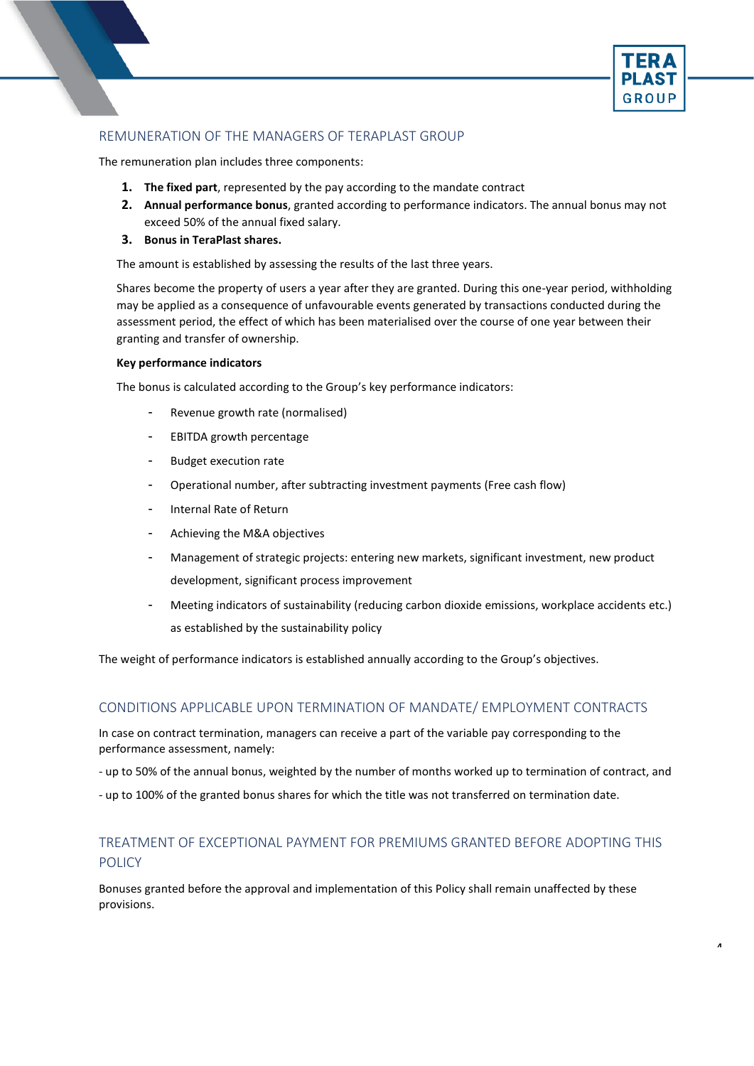## REMUNERATION OF THE MANAGERS OF TERAPLAST GROUP

The remuneration plan includes three components:

1. **The fixed part**, represented by the pay according to the mandate contract
2. **Annual performance bonus**, granted according to performance indicators. The annual bonus may not exceed 50% of the annual fixed salary.
3. **Bonus in TeraPlast shares.**

The amount is established by assessing the results of the last three years.

Shares become the property of users a year after they are granted. During this one-year period, withholding may be applied as a consequence of unfavourable events generated by transactions conducted during the assessment period, the effect of which has been materialised over the course of one year between their granting and transfer of ownership.

**Key performance indicators**

The bonus is calculated according to the Group's key performance indicators:

- Revenue growth rate (normalised)
- EBITDA growth percentage
- Budget execution rate
- Operational number, after subtracting investment payments (Free cash flow)
- Internal Rate of Return
- Achieving the M&A objectives
- Management of strategic projects: entering new markets, significant investment, new product development, significant process improvement
- Meeting indicators of sustainability (reducing carbon dioxide emissions, workplace accidents etc.) as established by the sustainability policy

The weight of performance indicators is established annually according to the Group's objectives.

## CONDITIONS APPLICABLE UPON TERMINATION OF MANDATE/ EMPLOYMENT CONTRACTS

In case on contract termination, managers can receive a part of the variable pay corresponding to the performance assessment, namely:

- up to 50% of the annual bonus, weighted by the number of months worked up to termination of contract, and

- up to 100% of the granted bonus shares for which the title was not transferred on termination date.

## TREATMENT OF EXCEPTIONAL PAYMENT FOR PREMIUMS GRANTED BEFORE ADOPTING THIS POLICY

Bonuses granted before the approval and implementation of this Policy shall remain unaffected by these provisions.